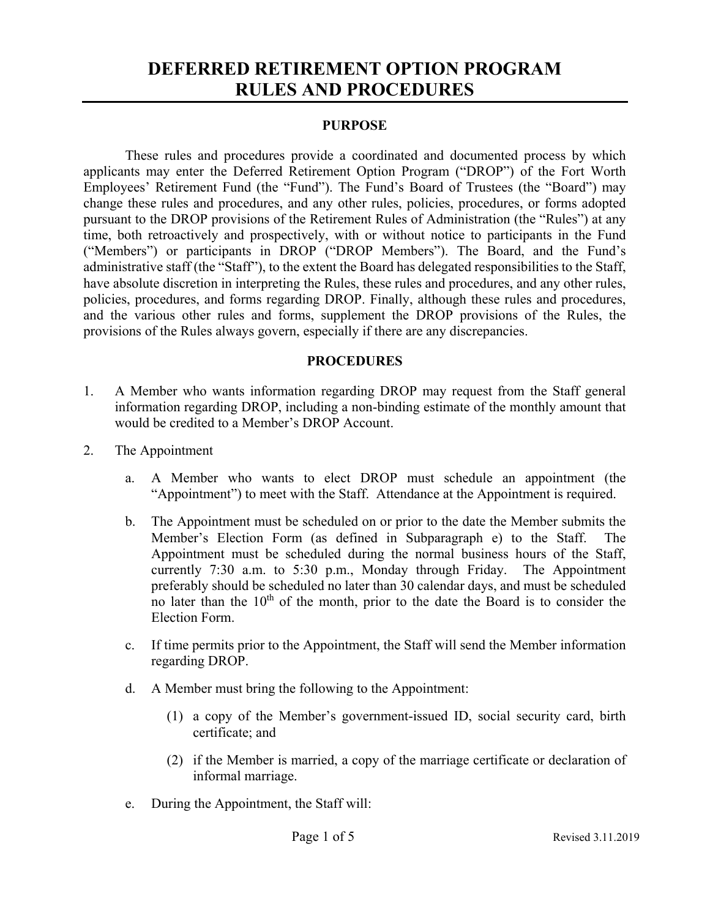# DEFERRED RETIREMENT OPTION PROGRAM RULES AND PROCEDURES

## PURPOSE

These rules and procedures provide a coordinated and documented process by which applicants may enter the Deferred Retirement Option Program ("DROP") of the Fort Worth Employees' Retirement Fund (the "Fund"). The Fund's Board of Trustees (the "Board") may change these rules and procedures, and any other rules, policies, procedures, or forms adopted pursuant to the DROP provisions of the Retirement Rules of Administration (the "Rules") at any time, both retroactively and prospectively, with or without notice to participants in the Fund ("Members") or participants in DROP ("DROP Members"). The Board, and the Fund's administrative staff (the "Staff"), to the extent the Board has delegated responsibilities to the Staff, have absolute discretion in interpreting the Rules, these rules and procedures, and any other rules, policies, procedures, and forms regarding DROP. Finally, although these rules and procedures, and the various other rules and forms, supplement the DROP provisions of the Rules, the provisions of the Rules always govern, especially if there are any discrepancies.

## PROCEDURES

1. A Member who wants information regarding DROP may request from the Staff general information regarding DROP, including a non-binding estimate of the monthly amount that would be credited to a Member's DROP Account.

2. The Appointment

   a. A Member who wants to elect DROP must schedule an appointment (the "Appointment") to meet with the Staff. Attendance at the Appointment is required.

   b. The Appointment must be scheduled on or prior to the date the Member submits the Member's Election Form (as defined in Subparagraph e) to the Staff. The Appointment must be scheduled during the normal business hours of the Staff, currently 7:30 a.m. to 5:30 p.m., Monday through Friday. The Appointment preferably should be scheduled no later than 30 calendar days, and must be scheduled no later than the 10th of the month, prior to the date the Board is to consider the Election Form.

   c. If time permits prior to the Appointment, the Staff will send the Member information regarding DROP.

   d. A Member must bring the following to the Appointment:

      (1) a copy of the Member's government-issued ID, social security card, birth certificate; and

      (2) if the Member is married, a copy of the marriage certificate or declaration of informal marriage.

   e. During the Appointment, the Staff will: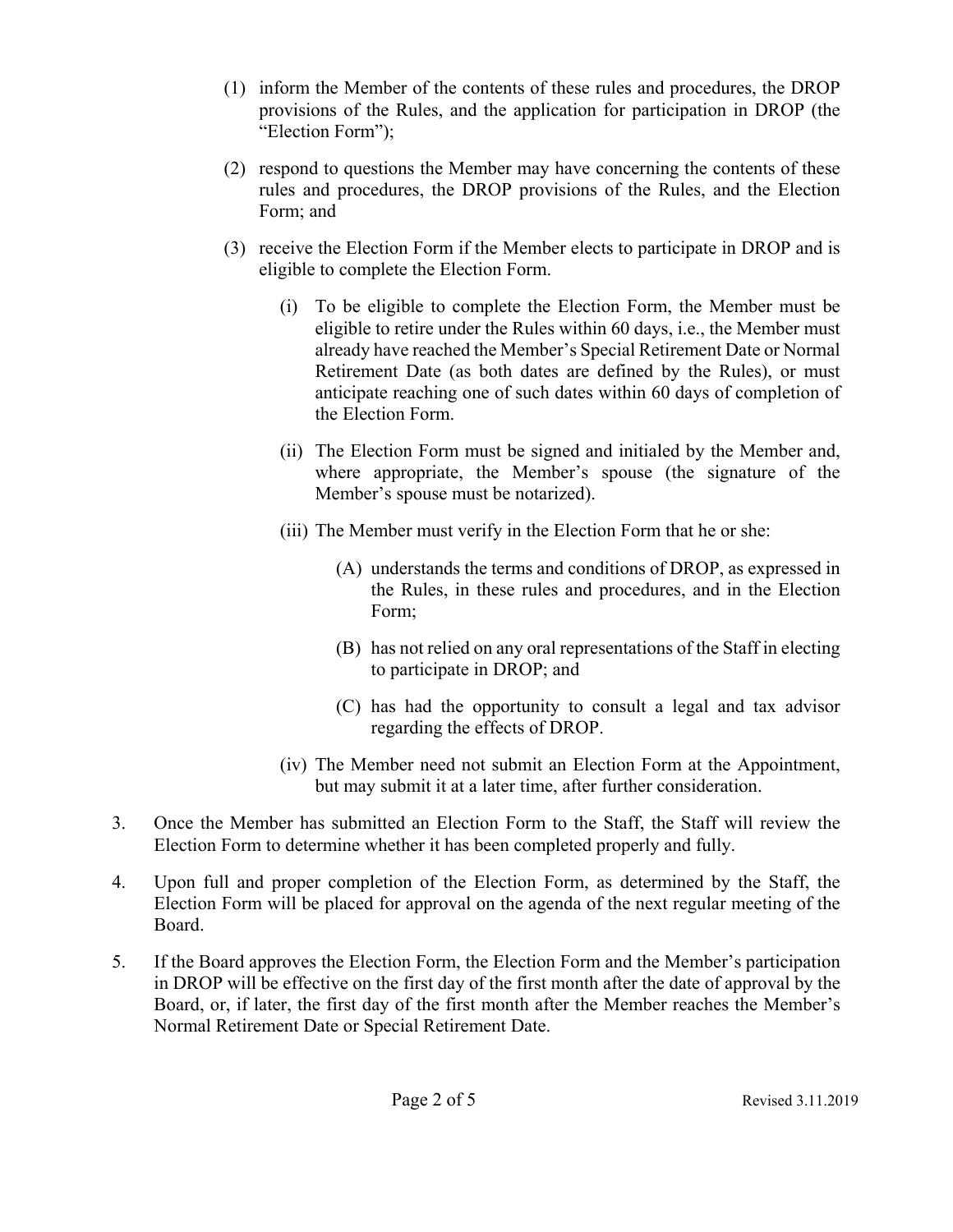(1) inform the Member of the contents of these rules and procedures, the DROP provisions of the Rules, and the application for participation in DROP (the "Election Form");

(2) respond to questions the Member may have concerning the contents of these rules and procedures, the DROP provisions of the Rules, and the Election Form; and

(3) receive the Election Form if the Member elects to participate in DROP and is eligible to complete the Election Form.

   (i) To be eligible to complete the Election Form, the Member must be eligible to retire under the Rules within 60 days, i.e., the Member must already have reached the Member's Special Retirement Date or Normal Retirement Date (as both dates are defined by the Rules), or must anticipate reaching one of such dates within 60 days of completion of the Election Form.

   (ii) The Election Form must be signed and initialed by the Member and, where appropriate, the Member's spouse (the signature of the Member's spouse must be notarized).

   (iii) The Member must verify in the Election Form that he or she:

      (A) understands the terms and conditions of DROP, as expressed in the Rules, in these rules and procedures, and in the Election Form;

      (B) has not relied on any oral representations of the Staff in electing to participate in DROP; and

      (C) has had the opportunity to consult a legal and tax advisor regarding the effects of DROP.

   (iv) The Member need not submit an Election Form at the Appointment, but may submit it at a later time, after further consideration.

3. Once the Member has submitted an Election Form to the Staff, the Staff will review the Election Form to determine whether it has been completed properly and fully.

4. Upon full and proper completion of the Election Form, as determined by the Staff, the Election Form will be placed for approval on the agenda of the next regular meeting of the Board.

5. If the Board approves the Election Form, the Election Form and the Member's participation in DROP will be effective on the first day of the first month after the date of approval by the Board, or, if later, the first day of the first month after the Member reaches the Member's Normal Retirement Date or Special Retirement Date.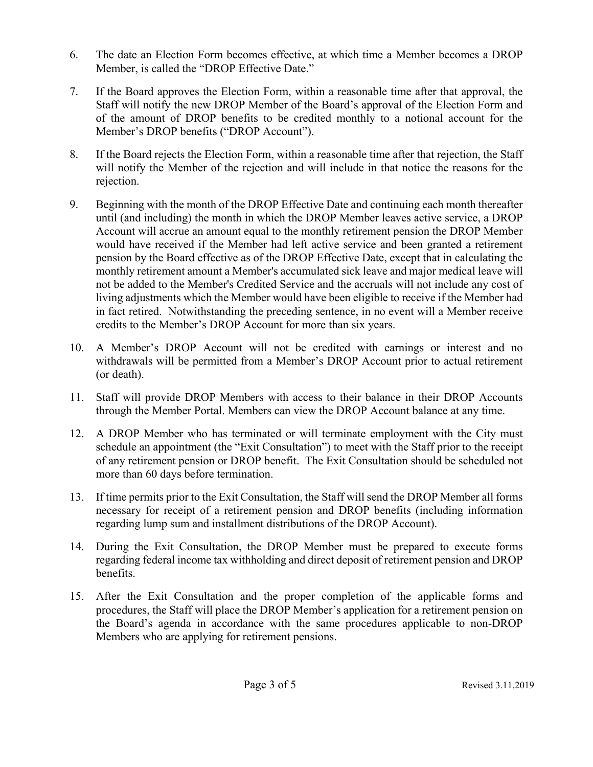6. The date an Election Form becomes effective, at which time a Member becomes a DROP Member, is called the "DROP Effective Date."

7. If the Board approves the Election Form, within a reasonable time after that approval, the Staff will notify the new DROP Member of the Board's approval of the Election Form and of the amount of DROP benefits to be credited monthly to a notional account for the Member's DROP benefits ("DROP Account").

8. If the Board rejects the Election Form, within a reasonable time after that rejection, the Staff will notify the Member of the rejection and will include in that notice the reasons for the rejection.

9. Beginning with the month of the DROP Effective Date and continuing each month thereafter until (and including) the month in which the DROP Member leaves active service, a DROP Account will accrue an amount equal to the monthly retirement pension the DROP Member would have received if the Member had left active service and been granted a retirement pension by the Board effective as of the DROP Effective Date, except that in calculating the monthly retirement amount a Member's accumulated sick leave and major medical leave will not be added to the Member's Credited Service and the accruals will not include any cost of living adjustments which the Member would have been eligible to receive if the Member had in fact retired. Notwithstanding the preceding sentence, in no event will a Member receive credits to the Member's DROP Account for more than six years.

10. A Member's DROP Account will not be credited with earnings or interest and no withdrawals will be permitted from a Member's DROP Account prior to actual retirement (or death).

11. Staff will provide DROP Members with access to their balance in their DROP Accounts through the Member Portal. Members can view the DROP Account balance at any time.

12. A DROP Member who has terminated or will terminate employment with the City must schedule an appointment (the "Exit Consultation") to meet with the Staff prior to the receipt of any retirement pension or DROP benefit. The Exit Consultation should be scheduled not more than 60 days before termination.

13. If time permits prior to the Exit Consultation, the Staff will send the DROP Member all forms necessary for receipt of a retirement pension and DROP benefits (including information regarding lump sum and installment distributions of the DROP Account).

14. During the Exit Consultation, the DROP Member must be prepared to execute forms regarding federal income tax withholding and direct deposit of retirement pension and DROP benefits.

15. After the Exit Consultation and the proper completion of the applicable forms and procedures, the Staff will place the DROP Member's application for a retirement pension on the Board's agenda in accordance with the same procedures applicable to non-DROP Members who are applying for retirement pensions.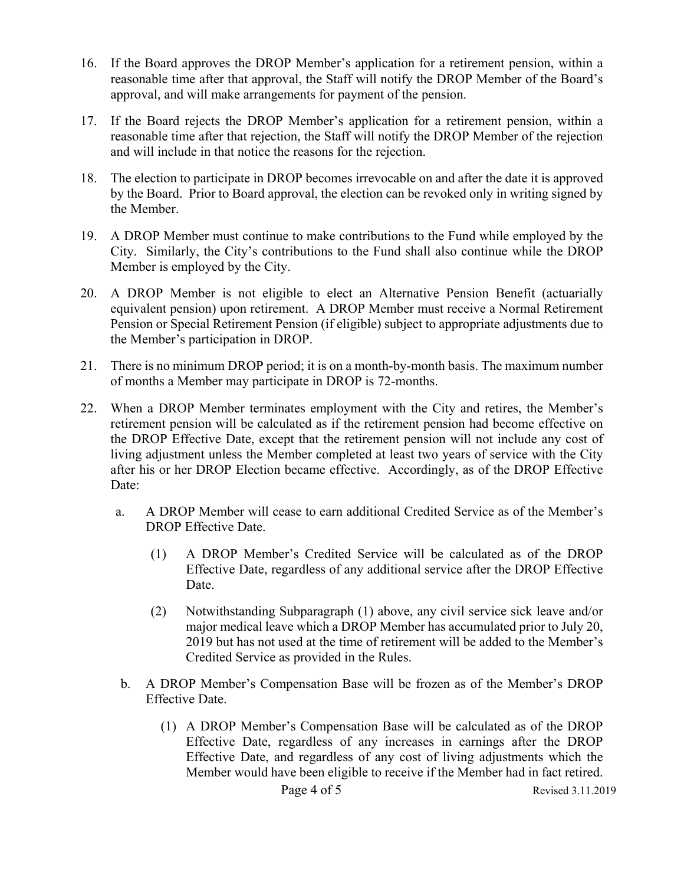16. If the Board approves the DROP Member's application for a retirement pension, within a reasonable time after that approval, the Staff will notify the DROP Member of the Board's approval, and will make arrangements for payment of the pension.

17. If the Board rejects the DROP Member's application for a retirement pension, within a reasonable time after that rejection, the Staff will notify the DROP Member of the rejection and will include in that notice the reasons for the rejection.

18. The election to participate in DROP becomes irrevocable on and after the date it is approved by the Board. Prior to Board approval, the election can be revoked only in writing signed by the Member.

19. A DROP Member must continue to make contributions to the Fund while employed by the City. Similarly, the City's contributions to the Fund shall also continue while the DROP Member is employed by the City.

20. A DROP Member is not eligible to elect an Alternative Pension Benefit (actuarially equivalent pension) upon retirement. A DROP Member must receive a Normal Retirement Pension or Special Retirement Pension (if eligible) subject to appropriate adjustments due to the Member's participation in DROP.

21. There is no minimum DROP period; it is on a month-by-month basis. The maximum number of months a Member may participate in DROP is 72-months.

22. When a DROP Member terminates employment with the City and retires, the Member's retirement pension will be calculated as if the retirement pension had become effective on the DROP Effective Date, except that the retirement pension will not include any cost of living adjustment unless the Member completed at least two years of service with the City after his or her DROP Election became effective. Accordingly, as of the DROP Effective Date:

    a. A DROP Member will cease to earn additional Credited Service as of the Member's DROP Effective Date.

        (1) A DROP Member's Credited Service will be calculated as of the DROP Effective Date, regardless of any additional service after the DROP Effective Date.

        (2) Notwithstanding Subparagraph (1) above, any civil service sick leave and/or major medical leave which a DROP Member has accumulated prior to July 20, 2019 but has not used at the time of retirement will be added to the Member's Credited Service as provided in the Rules.

    b. A DROP Member's Compensation Base will be frozen as of the Member's DROP Effective Date.

        (1) A DROP Member's Compensation Base will be calculated as of the DROP Effective Date, regardless of any increases in earnings after the DROP Effective Date, and regardless of any cost of living adjustments which the Member would have been eligible to receive if the Member had in fact retired.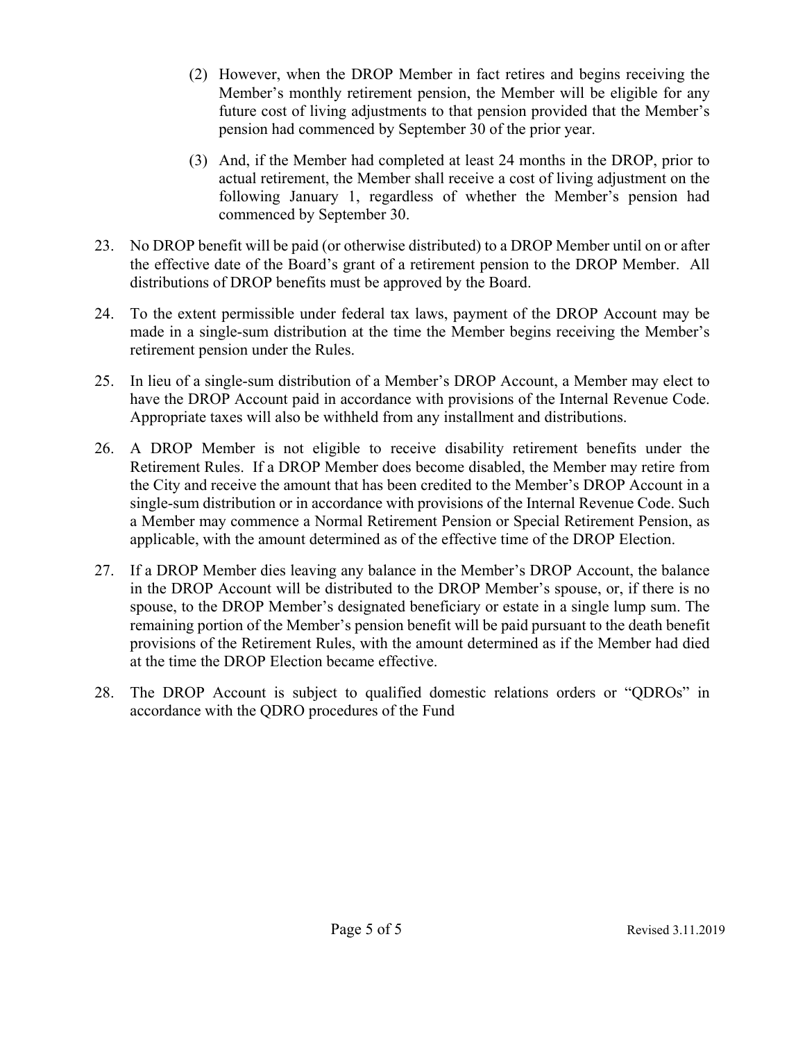(2) However, when the DROP Member in fact retires and begins receiving the Member's monthly retirement pension, the Member will be eligible for any future cost of living adjustments to that pension provided that the Member's pension had commenced by September 30 of the prior year.

(3) And, if the Member had completed at least 24 months in the DROP, prior to actual retirement, the Member shall receive a cost of living adjustment on the following January 1, regardless of whether the Member's pension had commenced by September 30.

23. No DROP benefit will be paid (or otherwise distributed) to a DROP Member until on or after the effective date of the Board's grant of a retirement pension to the DROP Member. All distributions of DROP benefits must be approved by the Board.

24. To the extent permissible under federal tax laws, payment of the DROP Account may be made in a single-sum distribution at the time the Member begins receiving the Member's retirement pension under the Rules.

25. In lieu of a single-sum distribution of a Member's DROP Account, a Member may elect to have the DROP Account paid in accordance with provisions of the Internal Revenue Code. Appropriate taxes will also be withheld from any installment and distributions.

26. A DROP Member is not eligible to receive disability retirement benefits under the Retirement Rules. If a DROP Member does become disabled, the Member may retire from the City and receive the amount that has been credited to the Member's DROP Account in a single-sum distribution or in accordance with provisions of the Internal Revenue Code. Such a Member may commence a Normal Retirement Pension or Special Retirement Pension, as applicable, with the amount determined as of the effective time of the DROP Election.

27. If a DROP Member dies leaving any balance in the Member's DROP Account, the balance in the DROP Account will be distributed to the DROP Member's spouse, or, if there is no spouse, to the DROP Member's designated beneficiary or estate in a single lump sum. The remaining portion of the Member's pension benefit will be paid pursuant to the death benefit provisions of the Retirement Rules, with the amount determined as if the Member had died at the time the DROP Election became effective.

28. The DROP Account is subject to qualified domestic relations orders or "QDROs" in accordance with the QDRO procedures of the Fund

Revised 3.11.2019